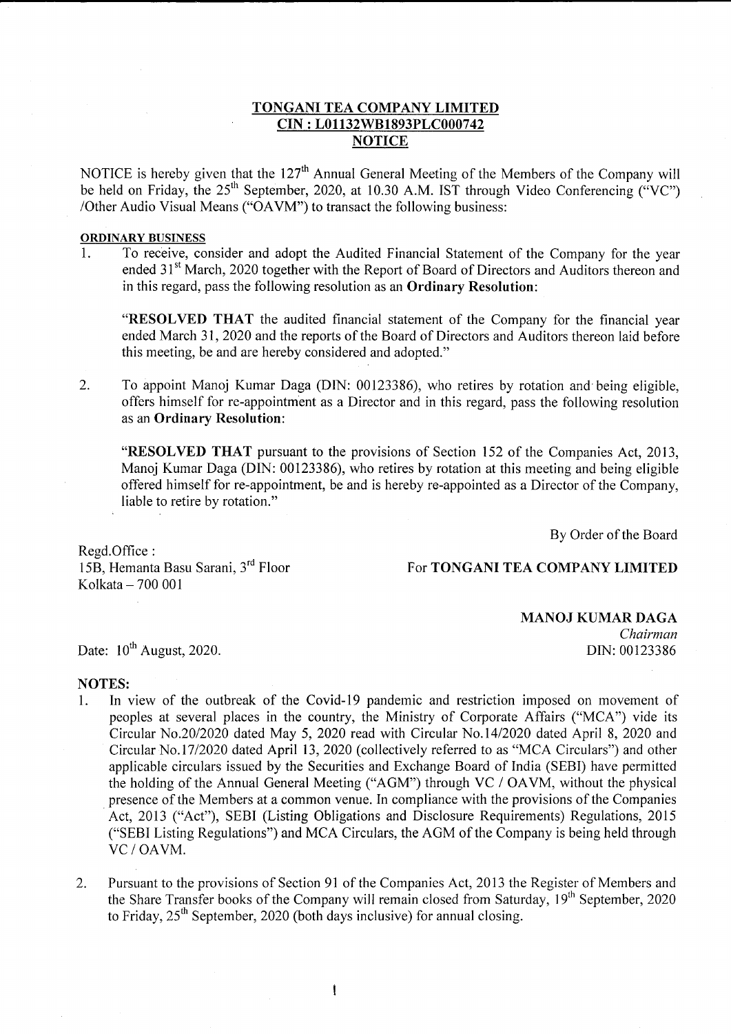# TONGANI TEA COMPANY LIMITED
## CIN : L01132WB1893PLC000742
## NOTICE

NOTICE is hereby given that the 127th Annual General Meeting of the Members of the Company will be held on Friday, the 25th September, 2020, at 10.30 A.M. IST through Video Conferencing ("VC") /Other Audio Visual Means ("OAVM") to transact the following business:

**ORDINARY BUSINESS**

1. To receive, consider and adopt the Audited Financial Statement of the Company for the year ended 31st March, 2020 together with the Report of Board of Directors and Auditors thereon and in this regard, pass the following resolution as an **Ordinary Resolution**:

   "**RESOLVED THAT** the audited financial statement of the Company for the financial year ended March 31, 2020 and the reports of the Board of Directors and Auditors thereon laid before this meeting, be and are hereby considered and adopted."

2. To appoint Manoj Kumar Daga (DIN: 00123386), who retires by rotation and being eligible, offers himself for re-appointment as a Director and in this regard, pass the following resolution as an **Ordinary Resolution**:

   "**RESOLVED THAT** pursuant to the provisions of Section 152 of the Companies Act, 2013, Manoj Kumar Daga (DIN: 00123386), who retires by rotation at this meeting and being eligible offered himself for re-appointment, be and is hereby re-appointed as a Director of the Company, liable to retire by rotation."

By Order of the Board

For **TONGANI TEA COMPANY LIMITED**

Regd.Office :
15B, Hemanta Basu Sarani, 3rd Floor
Kolkata – 700 001

**MANOJ KUMAR DAGA**
*Chairman*
DIN: 00123386

Date: 10th August, 2020.

**NOTES:**

1. In view of the outbreak of the Covid-19 pandemic and restriction imposed on movement of peoples at several places in the country, the Ministry of Corporate Affairs ("MCA") vide its Circular No.20/2020 dated May 5, 2020 read with Circular No.14/2020 dated April 8, 2020 and Circular No.17/2020 dated April 13, 2020 (collectively referred to as "MCA Circulars") and other applicable circulars issued by the Securities and Exchange Board of India (SEBI) have permitted the holding of the Annual General Meeting ("AGM") through VC / OAVM, without the physical presence of the Members at a common venue. In compliance with the provisions of the Companies Act, 2013 ("Act"), SEBI (Listing Obligations and Disclosure Requirements) Regulations, 2015 ("SEBI Listing Regulations") and MCA Circulars, the AGM of the Company is being held through VC / OAVM.

2. Pursuant to the provisions of Section 91 of the Companies Act, 2013 the Register of Members and the Share Transfer books of the Company will remain closed from Saturday, 19th September, 2020 to Friday, 25th September, 2020 (both days inclusive) for annual closing.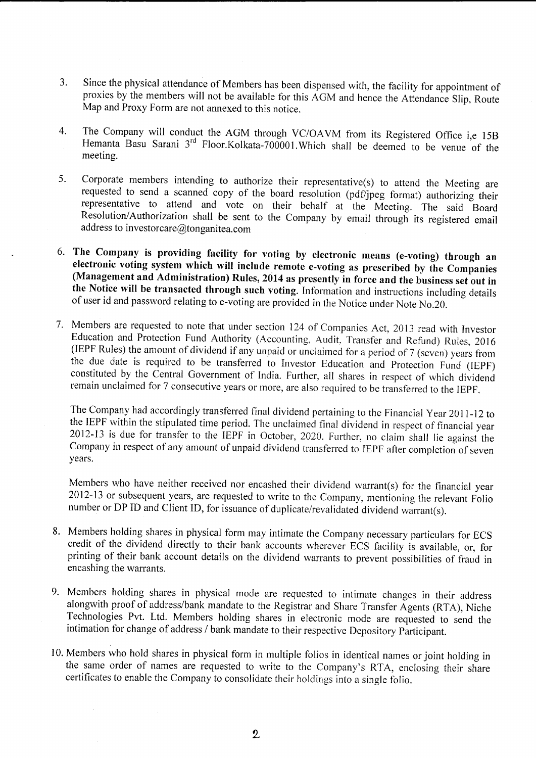3. Since the physical attendance of Members has been dispensed with, the facility for appointment of proxies by the members will not be available for this AGM and hence the Attendance Slip, Route Map and Proxy Form are not annexed to this notice.

4. The Company will conduct the AGM through VC/OAVM from its Registered Office i,e 15B Hemanta Basu Sarani 3rd Floor.Kolkata-700001.Which shall be deemed to be venue of the meeting.

5. Corporate members intending to authorize their representative(s) to attend the Meeting are requested to send a scanned copy of the board resolution (pdf/jpeg format) authorizing their representative to attend and vote on their behalf at the Meeting. The said Board Resolution/Authorization shall be sent to the Company by email through its registered email address to investorcare@tonganitea.com

6. **The Company is providing facility for voting by electronic means (e-voting) through an electronic voting system which will include remote e-voting as prescribed by the Companies (Management and Administration) Rules, 2014 as presently in force and the business set out in the Notice will be transacted through such voting.** Information and instructions including details of user id and password relating to e-voting are provided in the Notice under Note No.20.

7. Members are requested to note that under section 124 of Companies Act, 2013 read with Investor Education and Protection Fund Authority (Accounting, Audit, Transfer and Refund) Rules, 2016 (IEPF Rules) the amount of dividend if any unpaid or unclaimed for a period of 7 (seven) years from the due date is required to be transferred to Investor Education and Protection Fund (IEPF) constituted by the Central Government of India. Further, all shares in respect of which dividend remain unclaimed for 7 consecutive years or more, are also required to be transferred to the IEPF.

   The Company had accordingly transferred final dividend pertaining to the Financial Year 2011-12 to the IEPF within the stipulated time period. The unclaimed final dividend in respect of financial year 2012-13 is due for transfer to the IEPF in October, 2020. Further, no claim shall lie against the Company in respect of any amount of unpaid dividend transferred to IEPF after completion of seven years.

   Members who have neither received nor encashed their dividend warrant(s) for the financial year 2012-13 or subsequent years, are requested to write to the Company, mentioning the relevant Folio number or DP ID and Client ID, for issuance of duplicate/revalidated dividend warrant(s).

8. Members holding shares in physical form may intimate the Company necessary particulars for ECS credit of the dividend directly to their bank accounts wherever ECS facility is available, or, for printing of their bank account details on the dividend warrants to prevent possibilities of fraud in encashing the warrants.

9. Members holding shares in physical mode are requested to intimate changes in their address alongwith proof of address/bank mandate to the Registrar and Share Transfer Agents (RTA), Niche Technologies Pvt. Ltd. Members holding shares in electronic mode are requested to send the intimation for change of address / bank mandate to their respective Depository Participant.

10. Members who hold shares in physical form in multiple folios in identical names or joint holding in the same order of names are requested to write to the Company's RTA, enclosing their share certificates to enable the Company to consolidate their holdings into a single folio.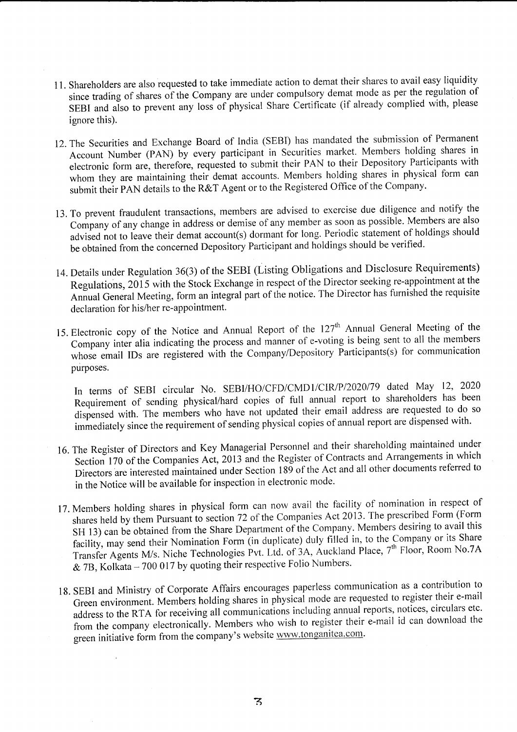11. Shareholders are also requested to take immediate action to demat their shares to avail easy liquidity since trading of shares of the Company are under compulsory demat mode as per the regulation of SEBI and also to prevent any loss of physical Share Certificate (if already complied with, please ignore this).

12. The Securities and Exchange Board of India (SEBI) has mandated the submission of Permanent Account Number (PAN) by every participant in Securities market. Members holding shares in electronic form are, therefore, requested to submit their PAN to their Depository Participants with whom they are maintaining their demat accounts. Members holding shares in physical form can submit their PAN details to the R&T Agent or to the Registered Office of the Company.

13. To prevent fraudulent transactions, members are advised to exercise due diligence and notify the Company of any change in address or demise of any member as soon as possible. Members are also advised not to leave their demat account(s) dormant for long. Periodic statement of holdings should be obtained from the concerned Depository Participant and holdings should be verified.

14. Details under Regulation 36(3) of the SEBI (Listing Obligations and Disclosure Requirements) Regulations, 2015 with the Stock Exchange in respect of the Director seeking re-appointment at the Annual General Meeting, form an integral part of the notice. The Director has furnished the requisite declaration for his/her re-appointment.

15. Electronic copy of the Notice and Annual Report of the 127th Annual General Meeting of the Company inter alia indicating the process and manner of e-voting is being sent to all the members whose email IDs are registered with the Company/Depository Participants(s) for communication purposes.

    In terms of SEBI circular No. SEBI/HO/CFD/CMD1/CIR/P/2020/79 dated May 12, 2020 Requirement of sending physical/hard copies of full annual report to shareholders has been dispensed with. The members who have not updated their email address are requested to do so immediately since the requirement of sending physical copies of annual report are dispensed with.

16. The Register of Directors and Key Managerial Personnel and their shareholding maintained under Section 170 of the Companies Act, 2013 and the Register of Contracts and Arrangements in which Directors are interested maintained under Section 189 of the Act and all other documents referred to in the Notice will be available for inspection in electronic mode.

17. Members holding shares in physical form can now avail the facility of nomination in respect of shares held by them Pursuant to section 72 of the Companies Act 2013. The prescribed Form (Form SH 13) can be obtained from the Share Department of the Company. Members desiring to avail this facility, may send their Nomination Form (in duplicate) duly filled in, to the Company or its Share Transfer Agents M/s. Niche Technologies Pvt. Ltd. of 3A, Auckland Place, 7th Floor, Room No.7A & 7B, Kolkata – 700 017 by quoting their respective Folio Numbers.

18. SEBI and Ministry of Corporate Affairs encourages paperless communication as a contribution to Green environment. Members holding shares in physical mode are requested to register their e-mail address to the RTA for receiving all communications including annual reports, notices, circulars etc. from the company electronically. Members who wish to register their e-mail id can download the green initiative form from the company's website www.tonganitea.com.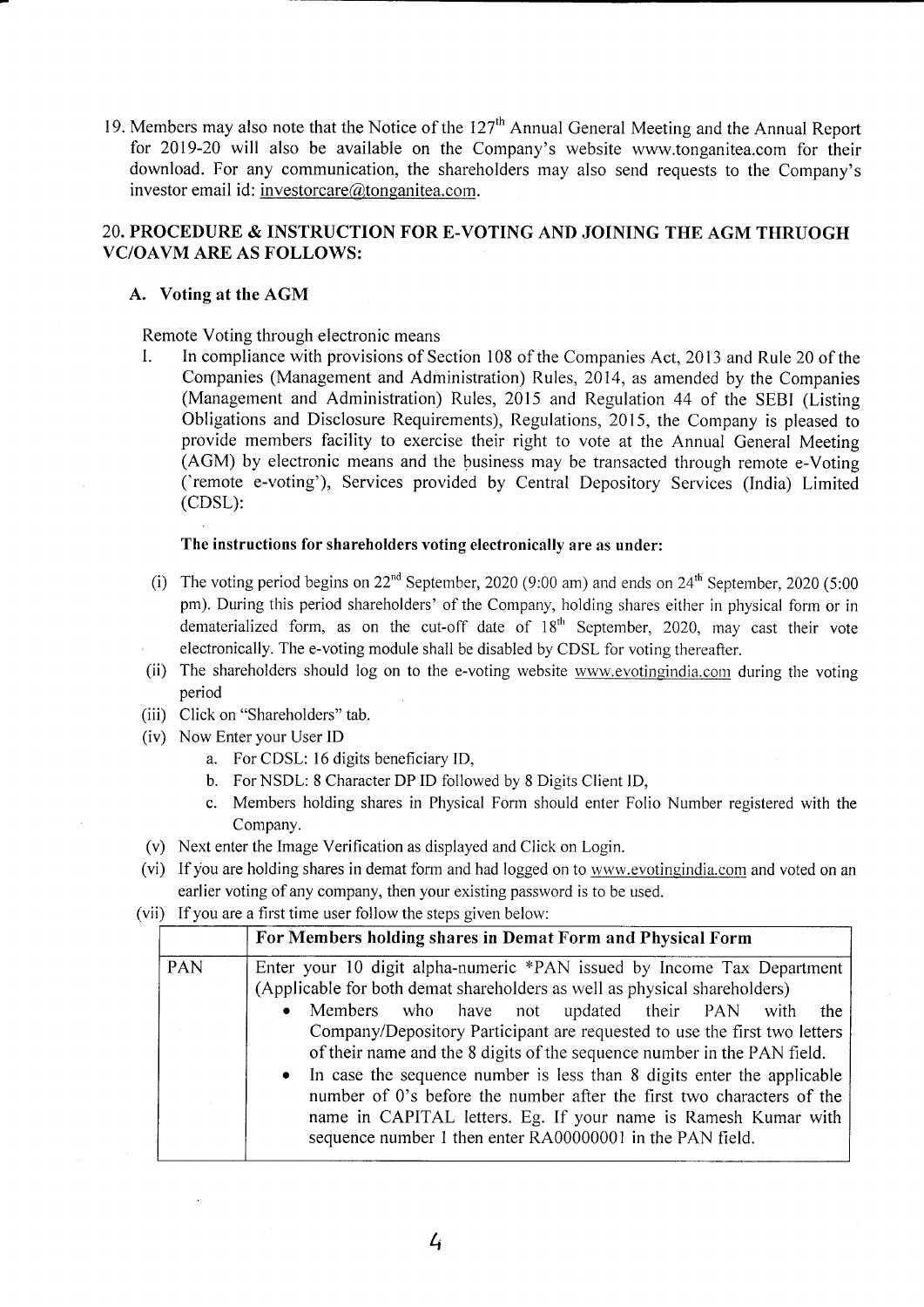19. Members may also note that the Notice of the 127th Annual General Meeting and the Annual Report for 2019-20 will also be available on the Company's website www.tonganitea.com for their download. For any communication, the shareholders may also send requests to the Company's investor email id: investorcare@tonganitea.com.

## 20. PROCEDURE & INSTRUCTION FOR E-VOTING AND JOINING THE AGM THRUOGH VC/OAVM ARE AS FOLLOWS:

### A. Voting at the AGM

Remote Voting through electronic means

I. In compliance with provisions of Section 108 of the Companies Act, 2013 and Rule 20 of the Companies (Management and Administration) Rules, 2014, as amended by the Companies (Management and Administration) Rules, 2015 and Regulation 44 of the SEBI (Listing Obligations and Disclosure Requirements), Regulations, 2015, the Company is pleased to provide members facility to exercise their right to vote at the Annual General Meeting (AGM) by electronic means and the business may be transacted through remote e-Voting ('remote e-voting'), Services provided by Central Depository Services (India) Limited (CDSL):

**The instructions for shareholders voting electronically are as under:**

(i) The voting period begins on 22nd September, 2020 (9:00 am) and ends on 24th September, 2020 (5:00 pm). During this period shareholders' of the Company, holding shares either in physical form or in dematerialized form, as on the cut-off date of 18th September, 2020, may cast their vote electronically. The e-voting module shall be disabled by CDSL for voting thereafter.

(ii) The shareholders should log on to the e-voting website www.evotingindia.com during the voting period

(iii) Click on "Shareholders" tab.

(iv) Now Enter your User ID
   a. For CDSL: 16 digits beneficiary ID,
   b. For NSDL: 8 Character DP ID followed by 8 Digits Client ID,
   c. Members holding shares in Physical Form should enter Folio Number registered with the Company.

(v) Next enter the Image Verification as displayed and Click on Login.

(vi) If you are holding shares in demat form and had logged on to www.evotingindia.com and voted on an earlier voting of any company, then your existing password is to be used.

(vii) If you are a first time user follow the steps given below:

| | For Members holding shares in Demat Form and Physical Form |
|---|---|
| PAN | Enter your 10 digit alpha-numeric *PAN issued by Income Tax Department (Applicable for both demat shareholders as well as physical shareholders)<br>• Members who have not updated their PAN with the Company/Depository Participant are requested to use the first two letters of their name and the 8 digits of the sequence number in the PAN field.<br>• In case the sequence number is less than 8 digits enter the applicable number of 0's before the number after the first two characters of the name in CAPITAL letters. Eg. If your name is Ramesh Kumar with sequence number 1 then enter RA00000001 in the PAN field. |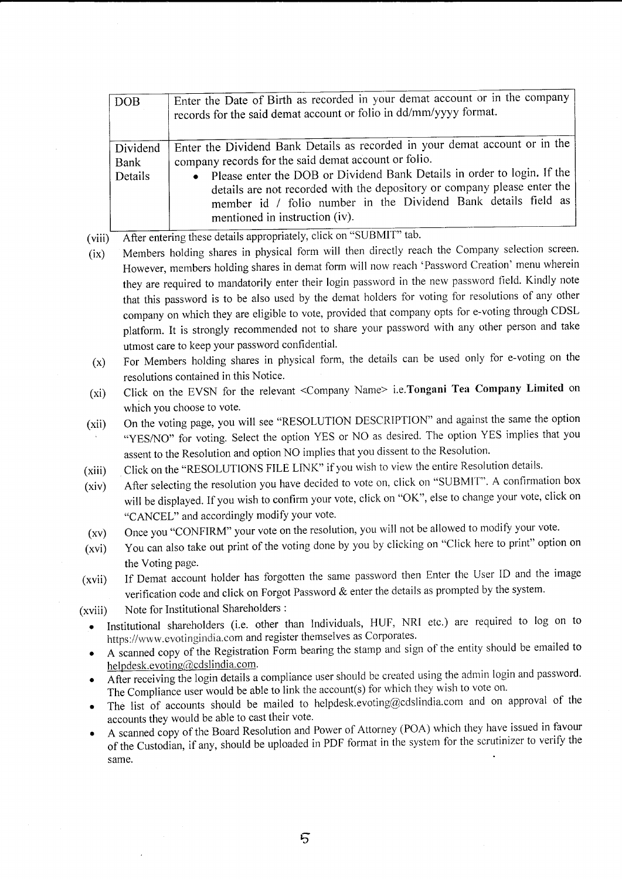| DOB | Enter the Date of Birth as recorded in your demat account or in the company records for the said demat account or folio in dd/mm/yyyy format. |
|---|---|
| Dividend Bank Details | Enter the Dividend Bank Details as recorded in your demat account or in the company records for the said demat account or folio.<br>• Please enter the DOB or Dividend Bank Details in order to login. If the details are not recorded with the depository or company please enter the member id / folio number in the Dividend Bank details field as mentioned in instruction (iv). |

(viii) After entering these details appropriately, click on "SUBMIT" tab.

(ix) Members holding shares in physical form will then directly reach the Company selection screen. However, members holding shares in demat form will now reach 'Password Creation' menu wherein they are required to mandatorily enter their login password in the new password field. Kindly note that this password is to be also used by the demat holders for voting for resolutions of any other company on which they are eligible to vote, provided that company opts for e-voting through CDSL platform. It is strongly recommended not to share your password with any other person and take utmost care to keep your password confidential.

(x) For Members holding shares in physical form, the details can be used only for e-voting on the resolutions contained in this Notice.

(xi) Click on the EVSN for the relevant <Company Name> i.e.**Tongani Tea Company Limited** on which you choose to vote.

(xii) On the voting page, you will see "RESOLUTION DESCRIPTION" and against the same the option "YES/NO" for voting. Select the option YES or NO as desired. The option YES implies that you assent to the Resolution and option NO implies that you dissent to the Resolution.

(xiii) Click on the "RESOLUTIONS FILE LINK" if you wish to view the entire Resolution details.

(xiv) After selecting the resolution you have decided to vote on, click on "SUBMIT". A confirmation box will be displayed. If you wish to confirm your vote, click on "OK", else to change your vote, click on "CANCEL" and accordingly modify your vote.

(xv) Once you "CONFIRM" your vote on the resolution, you will not be allowed to modify your vote.

(xvi) You can also take out print of the voting done by you by clicking on "Click here to print" option on the Voting page.

(xvii) If Demat account holder has forgotten the same password then Enter the User ID and the image verification code and click on Forgot Password & enter the details as prompted by the system.

(xviii) Note for Institutional Shareholders :

- Institutional shareholders (i.e. other than Individuals, HUF, NRI etc.) are required to log on to https://www.evotingindia.com and register themselves as Corporates.
- A scanned copy of the Registration Form bearing the stamp and sign of the entity should be emailed to helpdesk.evoting@cdslindia.com.
- After receiving the login details a compliance user should be created using the admin login and password. The Compliance user would be able to link the account(s) for which they wish to vote on.
- The list of accounts should be mailed to helpdesk.evoting@cdslindia.com and on approval of the accounts they would be able to cast their vote.
- A scanned copy of the Board Resolution and Power of Attorney (POA) which they have issued in favour of the Custodian, if any, should be uploaded in PDF format in the system for the scrutinizer to verify the same.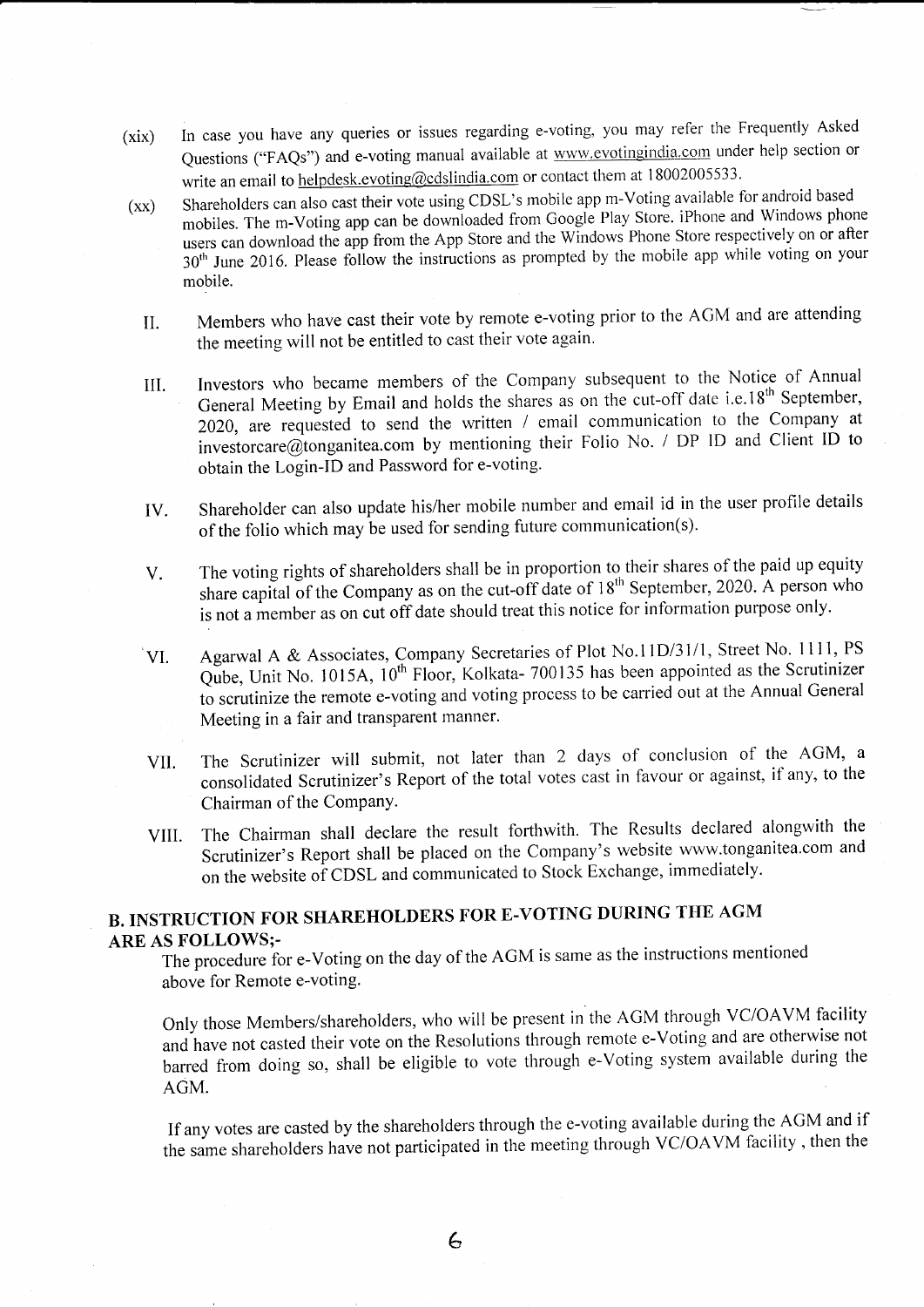(xix) In case you have any queries or issues regarding e-voting, you may refer the Frequently Asked Questions ("FAQs") and e-voting manual available at www.evotingindia.com under help section or write an email to helpdesk.evoting@cdslindia.com or contact them at 18002005533.

(xx) Shareholders can also cast their vote using CDSL's mobile app m-Voting available for android based mobiles. The m-Voting app can be downloaded from Google Play Store. iPhone and Windows phone users can download the app from the App Store and the Windows Phone Store respectively on or after 30th June 2016. Please follow the instructions as prompted by the mobile app while voting on your mobile.

II. Members who have cast their vote by remote e-voting prior to the AGM and are attending the meeting will not be entitled to cast their vote again.

III. Investors who became members of the Company subsequent to the Notice of Annual General Meeting by Email and holds the shares as on the cut-off date i.e.18th September, 2020, are requested to send the written / email communication to the Company at investorcare@tonganitea.com by mentioning their Folio No. / DP ID and Client ID to obtain the Login-ID and Password for e-voting.

IV. Shareholder can also update his/her mobile number and email id in the user profile details of the folio which may be used for sending future communication(s).

V. The voting rights of shareholders shall be in proportion to their shares of the paid up equity share capital of the Company as on the cut-off date of 18th September, 2020. A person who is not a member as on cut off date should treat this notice for information purpose only.

VI. Agarwal A & Associates, Company Secretaries of Plot No.11D/31/1, Street No. 1111, PS Qube, Unit No. 1015A, 10th Floor, Kolkata- 700135 has been appointed as the Scrutinizer to scrutinize the remote e-voting and voting process to be carried out at the Annual General Meeting in a fair and transparent manner.

VII. The Scrutinizer will submit, not later than 2 days of conclusion of the AGM, a consolidated Scrutinizer's Report of the total votes cast in favour or against, if any, to the Chairman of the Company.

VIII. The Chairman shall declare the result forthwith. The Results declared alongwith the Scrutinizer's Report shall be placed on the Company's website www.tonganitea.com and on the website of CDSL and communicated to Stock Exchange, immediately.

## B. INSTRUCTION FOR SHAREHOLDERS FOR E-VOTING DURING THE AGM ARE AS FOLLOWS;-

The procedure for e-Voting on the day of the AGM is same as the instructions mentioned above for Remote e-voting.

Only those Members/shareholders, who will be present in the AGM through VC/OAVM facility and have not casted their vote on the Resolutions through remote e-Voting and are otherwise not barred from doing so, shall be eligible to vote through e-Voting system available during the AGM.

If any votes are casted by the shareholders through the e-voting available during the AGM and if the same shareholders have not participated in the meeting through VC/OAVM facility , then the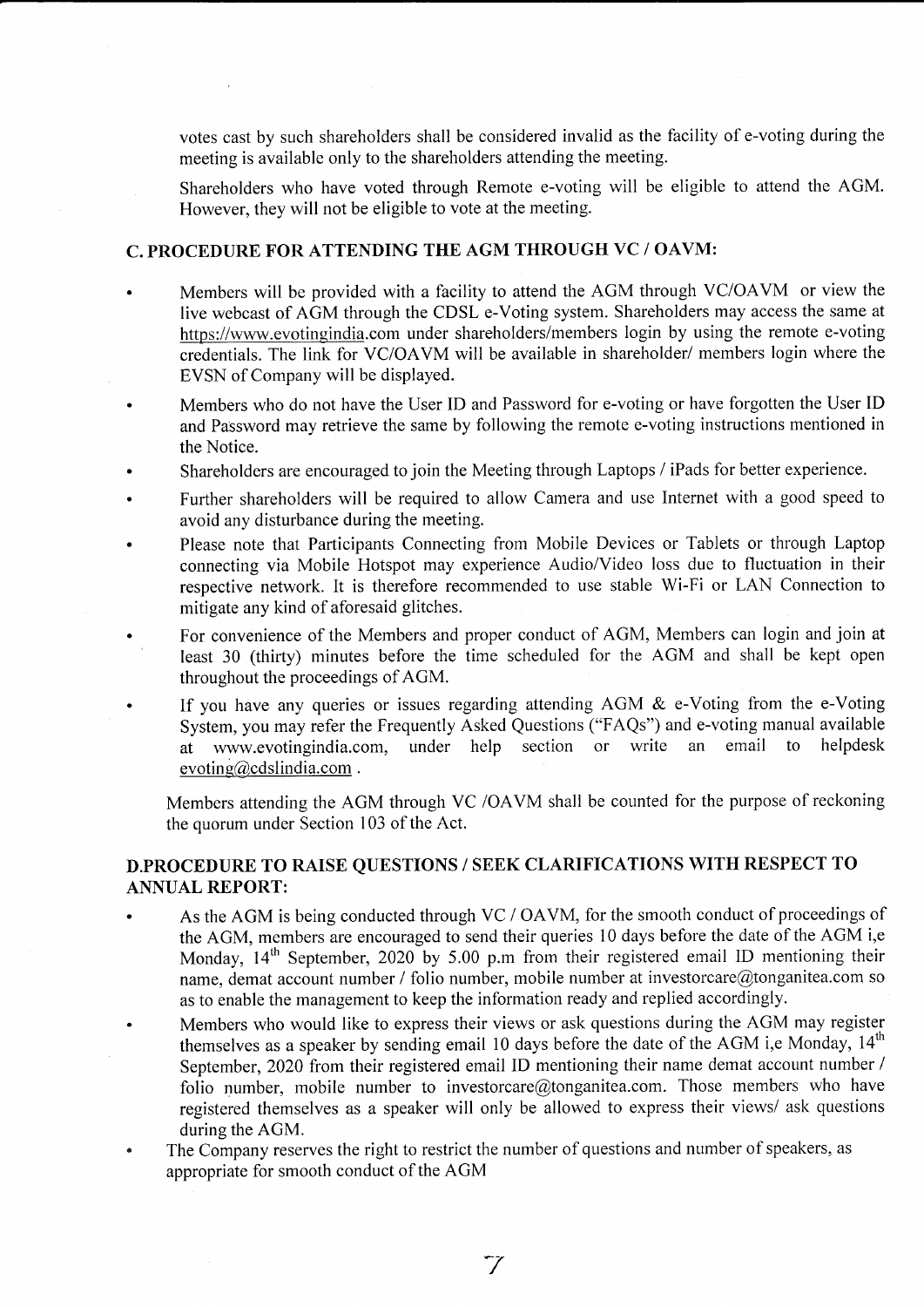votes cast by such shareholders shall be considered invalid as the facility of e-voting during the meeting is available only to the shareholders attending the meeting.

Shareholders who have voted through Remote e-voting will be eligible to attend the AGM. However, they will not be eligible to vote at the meeting.

## C. PROCEDURE FOR ATTENDING THE AGM THROUGH VC / OAVM:

- Members will be provided with a facility to attend the AGM through VC/OAVM or view the live webcast of AGM through the CDSL e-Voting system. Shareholders may access the same at https://www.evotingindia.com under shareholders/members login by using the remote e-voting credentials. The link for VC/OAVM will be available in shareholder/ members login where the EVSN of Company will be displayed.
- Members who do not have the User ID and Password for e-voting or have forgotten the User ID and Password may retrieve the same by following the remote e-voting instructions mentioned in the Notice.
- Shareholders are encouraged to join the Meeting through Laptops / iPads for better experience.
- Further shareholders will be required to allow Camera and use Internet with a good speed to avoid any disturbance during the meeting.
- Please note that Participants Connecting from Mobile Devices or Tablets or through Laptop connecting via Mobile Hotspot may experience Audio/Video loss due to fluctuation in their respective network. It is therefore recommended to use stable Wi-Fi or LAN Connection to mitigate any kind of aforesaid glitches.
- For convenience of the Members and proper conduct of AGM, Members can login and join at least 30 (thirty) minutes before the time scheduled for the AGM and shall be kept open throughout the proceedings of AGM.
- If you have any queries or issues regarding attending AGM & e-Voting from the e-Voting System, you may refer the Frequently Asked Questions ("FAQs") and e-voting manual available at www.evotingindia.com, under help section or write an email to helpdesk evoting@cdslindia.com .

Members attending the AGM through VC /OAVM shall be counted for the purpose of reckoning the quorum under Section 103 of the Act.

## D.PROCEDURE TO RAISE QUESTIONS / SEEK CLARIFICATIONS WITH RESPECT TO ANNUAL REPORT:

- As the AGM is being conducted through VC / OAVM, for the smooth conduct of proceedings of the AGM, members are encouraged to send their queries 10 days before the date of the AGM i,e Monday, 14th September, 2020 by 5.00 p.m from their registered email ID mentioning their name, demat account number / folio number, mobile number at investorcare@tonganitea.com so as to enable the management to keep the information ready and replied accordingly.
- Members who would like to express their views or ask questions during the AGM may register themselves as a speaker by sending email 10 days before the date of the AGM i,e Monday, 14th September, 2020 from their registered email ID mentioning their name demat account number / folio number, mobile number to investorcare@tonganitea.com. Those members who have registered themselves as a speaker will only be allowed to express their views/ ask questions during the AGM.
- The Company reserves the right to restrict the number of questions and number of speakers, as appropriate for smooth conduct of the AGM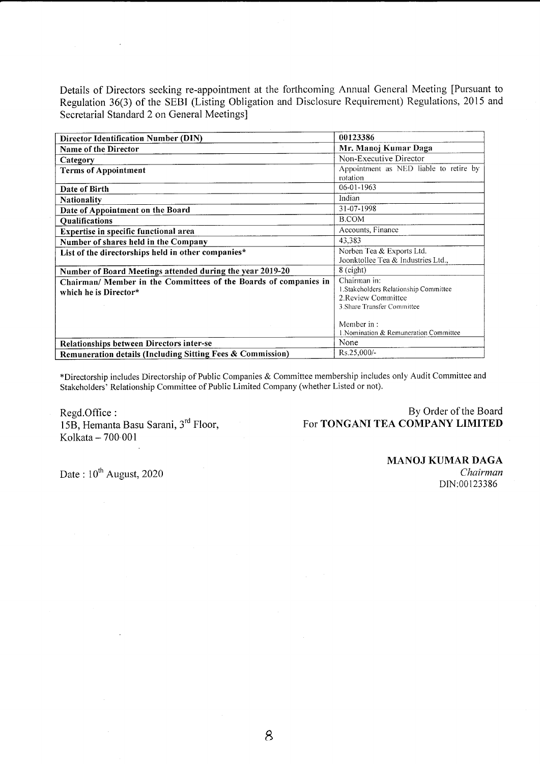Details of Directors seeking re-appointment at the forthcoming Annual General Meeting [Pursuant to Regulation 36(3) of the SEBI (Listing Obligation and Disclosure Requirement) Regulations, 2015 and Secretarial Standard 2 on General Meetings]

| | |
|---|---|
| **Director Identification Number (DIN)** | **00123386** |
| **Name of the Director** | **Mr. Manoj Kumar Daga** |
| **Category** | Non-Executive Director |
| **Terms of Appointment** | Appointment as NED liable to retire by rotation |
| **Date of Birth** | 06-01-1963 |
| **Nationality** | Indian |
| **Date of Appointment on the Board** | 31-07-1998 |
| **Qualifications** | B.COM |
| **Expertise in specific functional area** | Accounts, Finance |
| **Number of shares held in the Company** | 43,383 |
| **List of the directorships held in other companies*** | Norben Tea & Exports Ltd.<br>Joonktollee Tea & Industries Ltd., |
| **Number of Board Meetings attended during the year 2019-20** | 8 (eight) |
| **Chairman/ Member in the Committees of the Boards of companies in which he is Director*** | Chairman in:<br>1.Stakeholders Relationship Committee<br>2.Review Committee<br>3.Share Transfer Committee<br><br>Member in :<br>1.Nomination & Remuneration Committee |
| **Relationships between Directors inter-se** | None |
| **Remuneration details (Including Sitting Fees & Commission)** | Rs.25,000/- |

*Directorship includes Directorship of Public Companies & Committee membership includes only Audit Committee and Stakeholders' Relationship Committee of Public Limited Company (whether Listed or not).

Regd.Office :
15B, Hemanta Basu Sarani, 3rd Floor,
Kolkata – 700 001

Date : 10th August, 2020

By Order of the Board
For **TONGANI TEA COMPANY LIMITED**

**MANOJ KUMAR DAGA**
*Chairman*
DIN:00123386